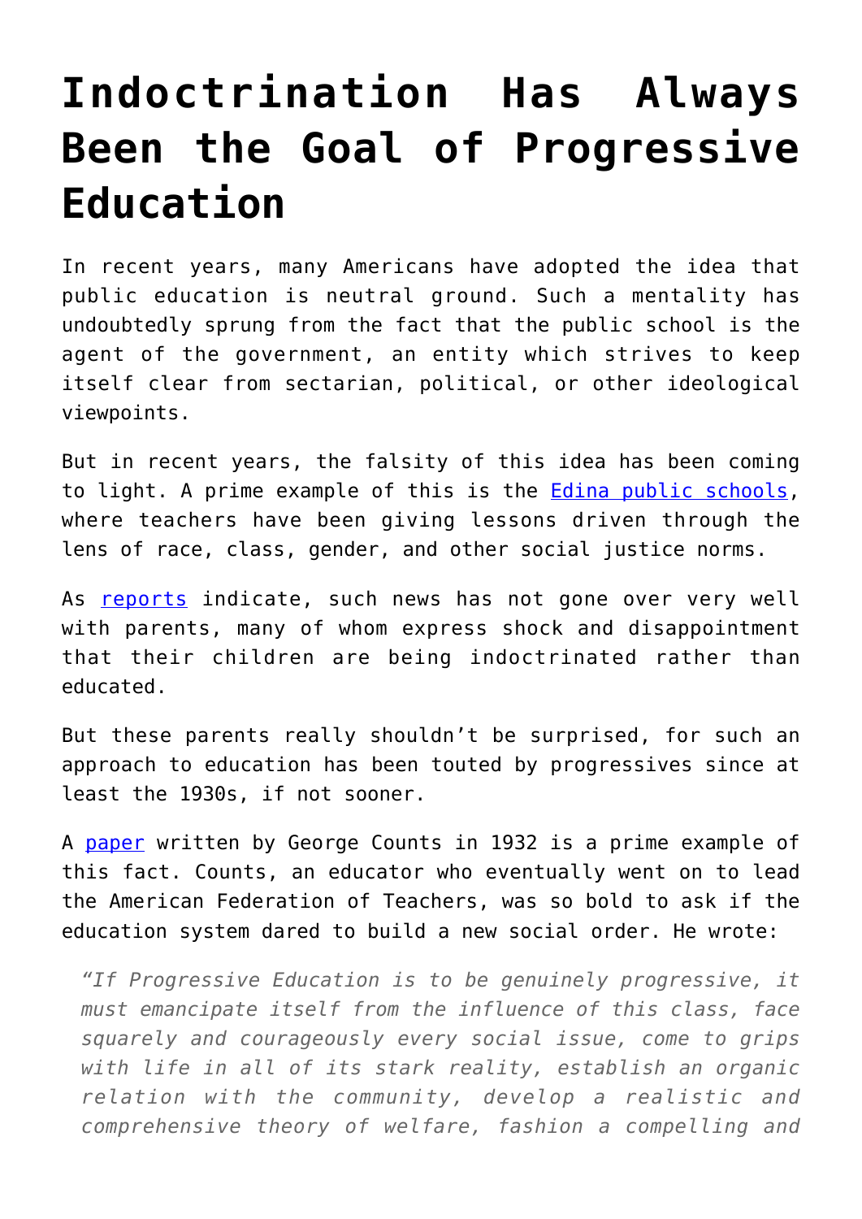# Indoctrination Has Always Been the Goal of Progressive Education

In recent years, many Americans have adopted the idea that public education is neutral ground. Such a mentality has undoubtedly sprung from the fact that the public school is the agent of the government, an entity which strives to keep itself clear from sectarian, political, or other ideological viewpoints.

But in recent years, the falsity of this idea has been coming to light. A prime example of this is the Edina public schools, where teachers have been giving lessons driven through the lens of race, class, gender, and other social justice norms.

As reports indicate, such news has not gone over very well with parents, many of whom express shock and disappointment that their children are being indoctrinated rather than educated.

But these parents really shouldn't be surprised, for such an approach to education has been touted by progressives since at least the 1930s, if not sooner.

A paper written by George Counts in 1932 is a prime example of this fact. Counts, an educator who eventually went on to lead the American Federation of Teachers, was so bold to ask if the education system dared to build a new social order. He wrote:

> *"If Progressive Education is to be genuinely progressive, it must emancipate itself from the influence of this class, face squarely and courageously every social issue, come to grips with life in all of its stark reality, establish an organic relation with the community, develop a realistic and comprehensive theory of welfare, fashion a compelling and*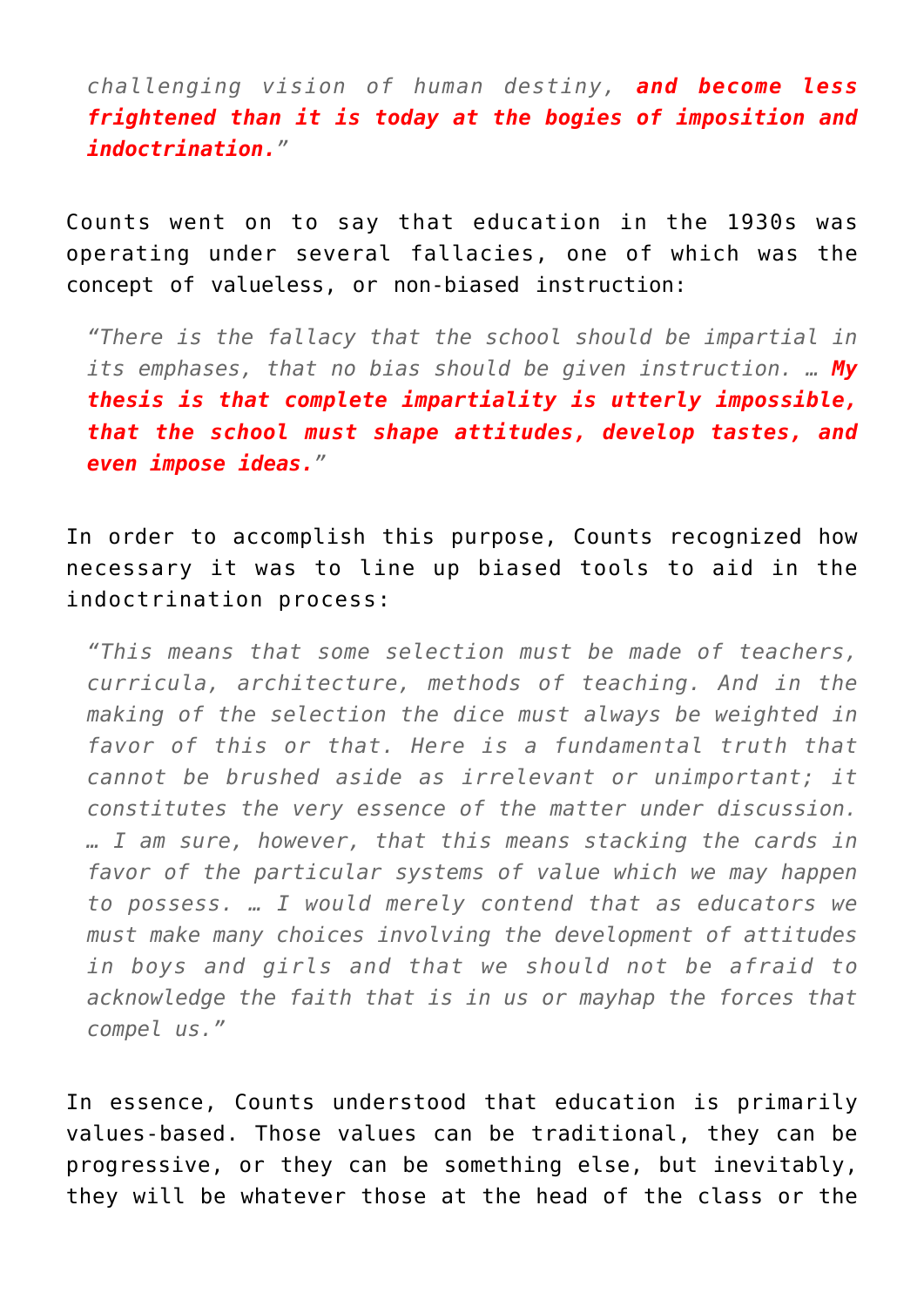> *challenging vision of human destiny,* ***and become less frightened than it is today at the bogies of imposition and indoctrination.***"

Counts went on to say that education in the 1930s was operating under several fallacies, one of which was the concept of valueless, or non-biased instruction:

> *"There is the fallacy that the school should be impartial in its emphases, that no bias should be given instruction. …* ***My thesis is that complete impartiality is utterly impossible, that the school must shape attitudes, develop tastes, and even impose ideas.***"

In order to accomplish this purpose, Counts recognized how necessary it was to line up biased tools to aid in the indoctrination process:

> *"This means that some selection must be made of teachers, curricula, architecture, methods of teaching. And in the making of the selection the dice must always be weighted in favor of this or that. Here is a fundamental truth that cannot be brushed aside as irrelevant or unimportant; it constitutes the very essence of the matter under discussion. … I am sure, however, that this means stacking the cards in favor of the particular systems of value which we may happen to possess. … I would merely contend that as educators we must make many choices involving the development of attitudes in boys and girls and that we should not be afraid to acknowledge the faith that is in us or mayhap the forces that compel us."*

In essence, Counts understood that education is primarily values-based. Those values can be traditional, they can be progressive, or they can be something else, but inevitably, they will be whatever those at the head of the class or the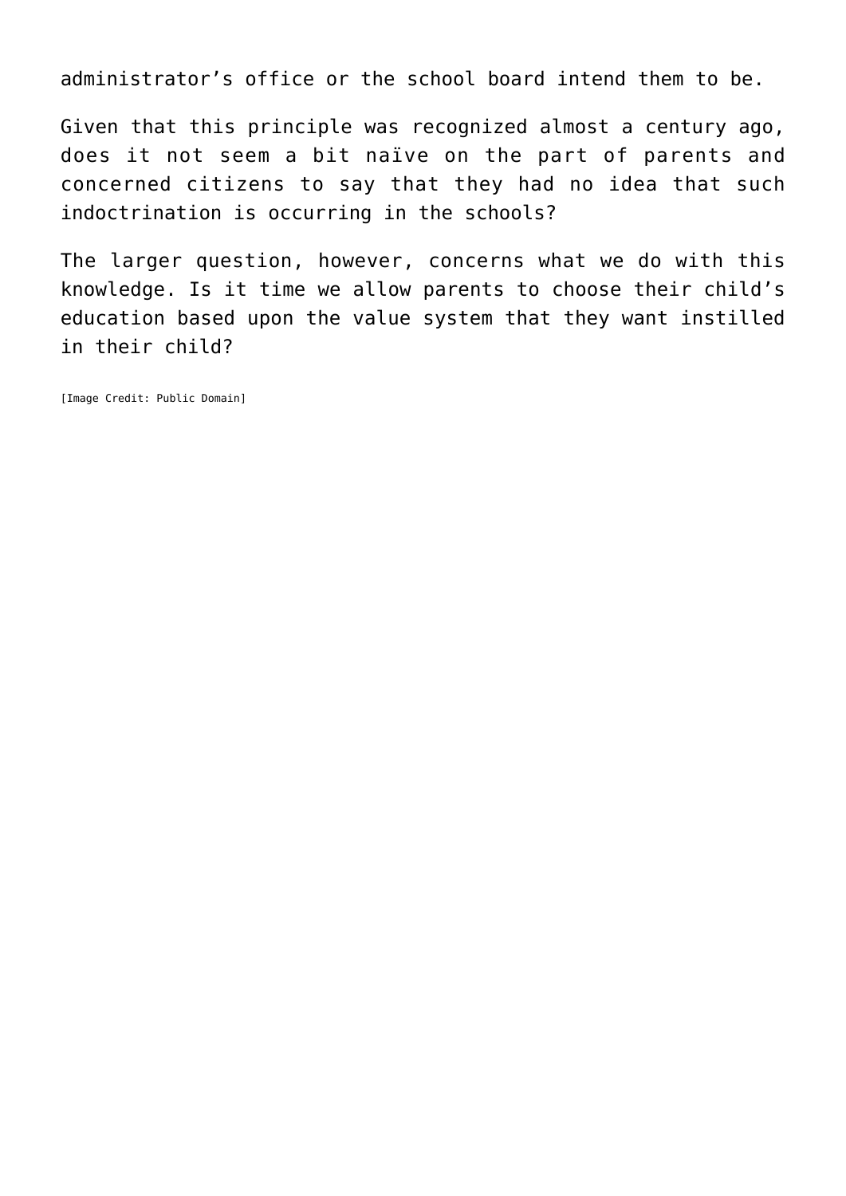administrator’s office or the school board intend them to be.

Given that this principle was recognized almost a century ago, does it not seem a bit naïve on the part of parents and concerned citizens to say that they had no idea that such indoctrination is occurring in the schools?

The larger question, however, concerns what we do with this knowledge. Is it time we allow parents to choose their child’s education based upon the value system that they want instilled in their child?

[Image Credit: Public Domain]